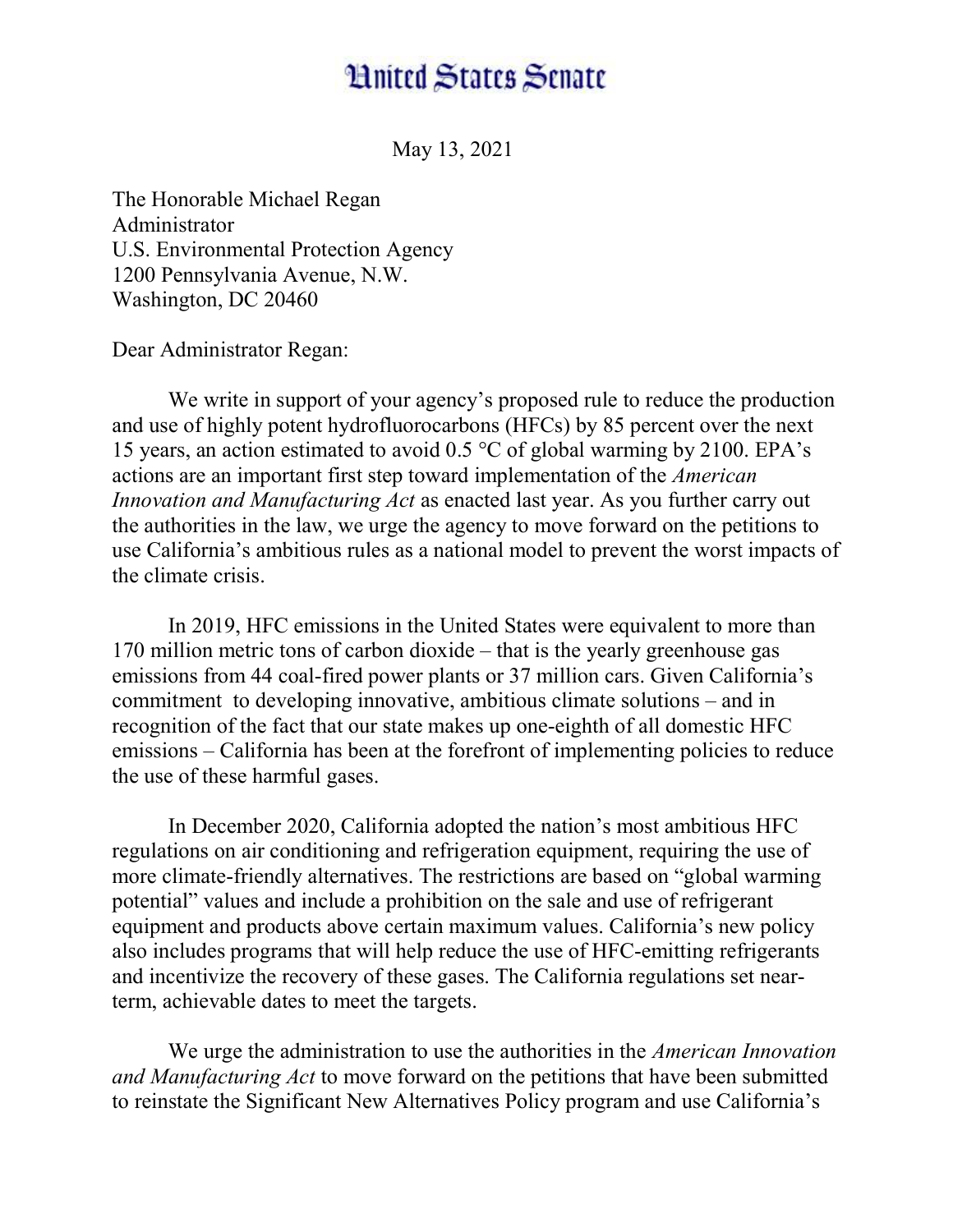# United States Senate

May 13, 2021

The Honorable Michael Regan
Administrator
U.S. Environmental Protection Agency
1200 Pennsylvania Avenue, N.W.
Washington, DC 20460

Dear Administrator Regan:

We write in support of your agency's proposed rule to reduce the production and use of highly potent hydrofluorocarbons (HFCs) by 85 percent over the next 15 years, an action estimated to avoid 0.5 °C of global warming by 2100. EPA's actions are an important first step toward implementation of the *American Innovation and Manufacturing Act* as enacted last year. As you further carry out the authorities in the law, we urge the agency to move forward on the petitions to use California's ambitious rules as a national model to prevent the worst impacts of the climate crisis.

In 2019, HFC emissions in the United States were equivalent to more than 170 million metric tons of carbon dioxide – that is the yearly greenhouse gas emissions from 44 coal-fired power plants or 37 million cars. Given California's commitment to developing innovative, ambitious climate solutions – and in recognition of the fact that our state makes up one-eighth of all domestic HFC emissions – California has been at the forefront of implementing policies to reduce the use of these harmful gases.

In December 2020, California adopted the nation's most ambitious HFC regulations on air conditioning and refrigeration equipment, requiring the use of more climate-friendly alternatives. The restrictions are based on "global warming potential" values and include a prohibition on the sale and use of refrigerant equipment and products above certain maximum values. California's new policy also includes programs that will help reduce the use of HFC-emitting refrigerants and incentivize the recovery of these gases. The California regulations set near-term, achievable dates to meet the targets.

We urge the administration to use the authorities in the *American Innovation and Manufacturing Act* to move forward on the petitions that have been submitted to reinstate the Significant New Alternatives Policy program and use California's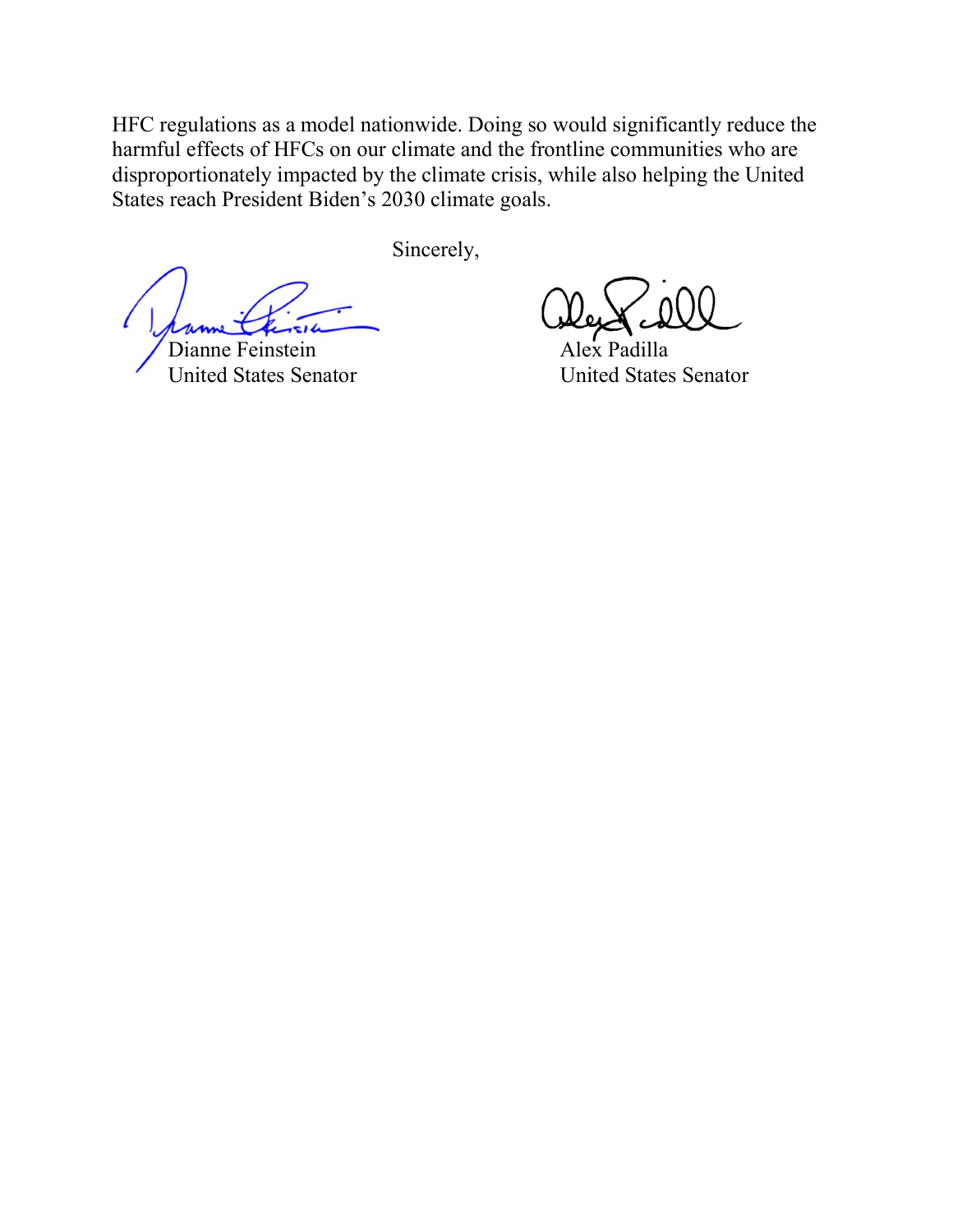HFC regulations as a model nationwide. Doing so would significantly reduce the harmful effects of HFCs on our climate and the frontline communities who are disproportionately impacted by the climate crisis, while also helping the United States reach President Biden's 2030 climate goals.

Sincerely,

Dianne Feinstein
United States Senator

Alex Padilla
United States Senator